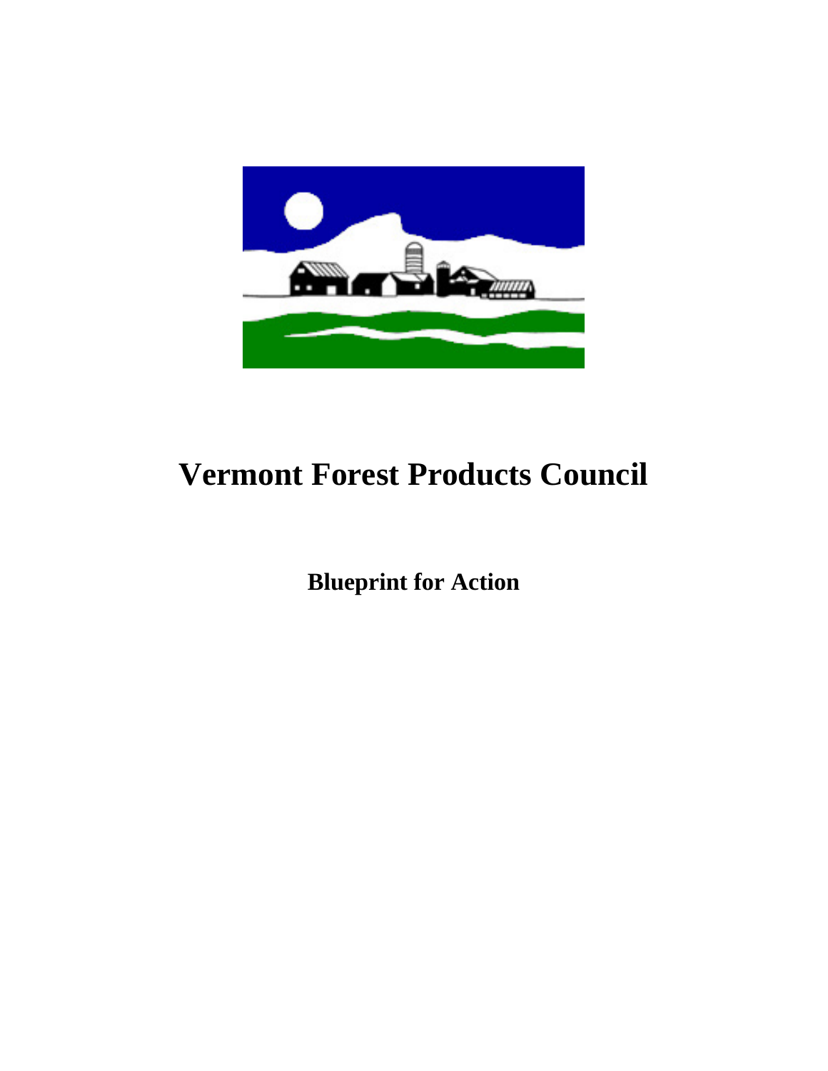# Vermont Forest Products Council

## Blueprint for Action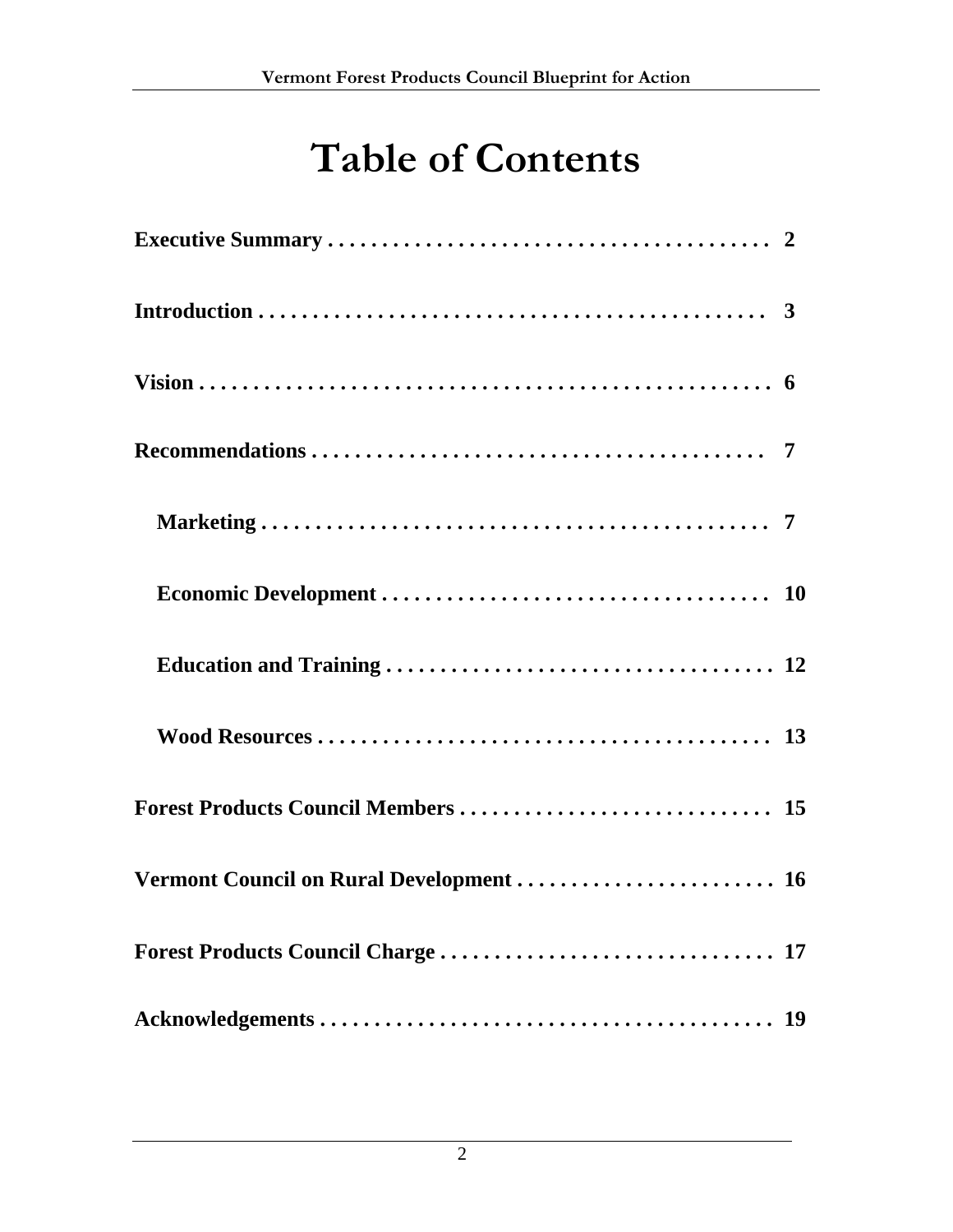# Table of Contents

**Executive Summary . . . . . . . . . . . . . . . . . . . . . . . . . . . . . . . . . . . . . . . . . 2**

**Introduction . . . . . . . . . . . . . . . . . . . . . . . . . . . . . . . . . . . . . . . . . . . . . . . 3**

**Vision . . . . . . . . . . . . . . . . . . . . . . . . . . . . . . . . . . . . . . . . . . . . . . . . . . . . 6**

**Recommendations . . . . . . . . . . . . . . . . . . . . . . . . . . . . . . . . . . . . . . . . . . 7**

- **Marketing . . . . . . . . . . . . . . . . . . . . . . . . . . . . . . . . . . . . . . . . . . . . . . . 7**
- **Economic Development . . . . . . . . . . . . . . . . . . . . . . . . . . . . . . . . . . . . 10**
- **Education and Training . . . . . . . . . . . . . . . . . . . . . . . . . . . . . . . . . . . . 12**
- **Wood Resources . . . . . . . . . . . . . . . . . . . . . . . . . . . . . . . . . . . . . . . . . . 13**

**Forest Products Council Members . . . . . . . . . . . . . . . . . . . . . . . . . . . . . 15**

**Vermont Council on Rural Development . . . . . . . . . . . . . . . . . . . . . . . . 16**

**Forest Products Council Charge . . . . . . . . . . . . . . . . . . . . . . . . . . . . . . . 17**

**Acknowledgements . . . . . . . . . . . . . . . . . . . . . . . . . . . . . . . . . . . . . . . . . . 19**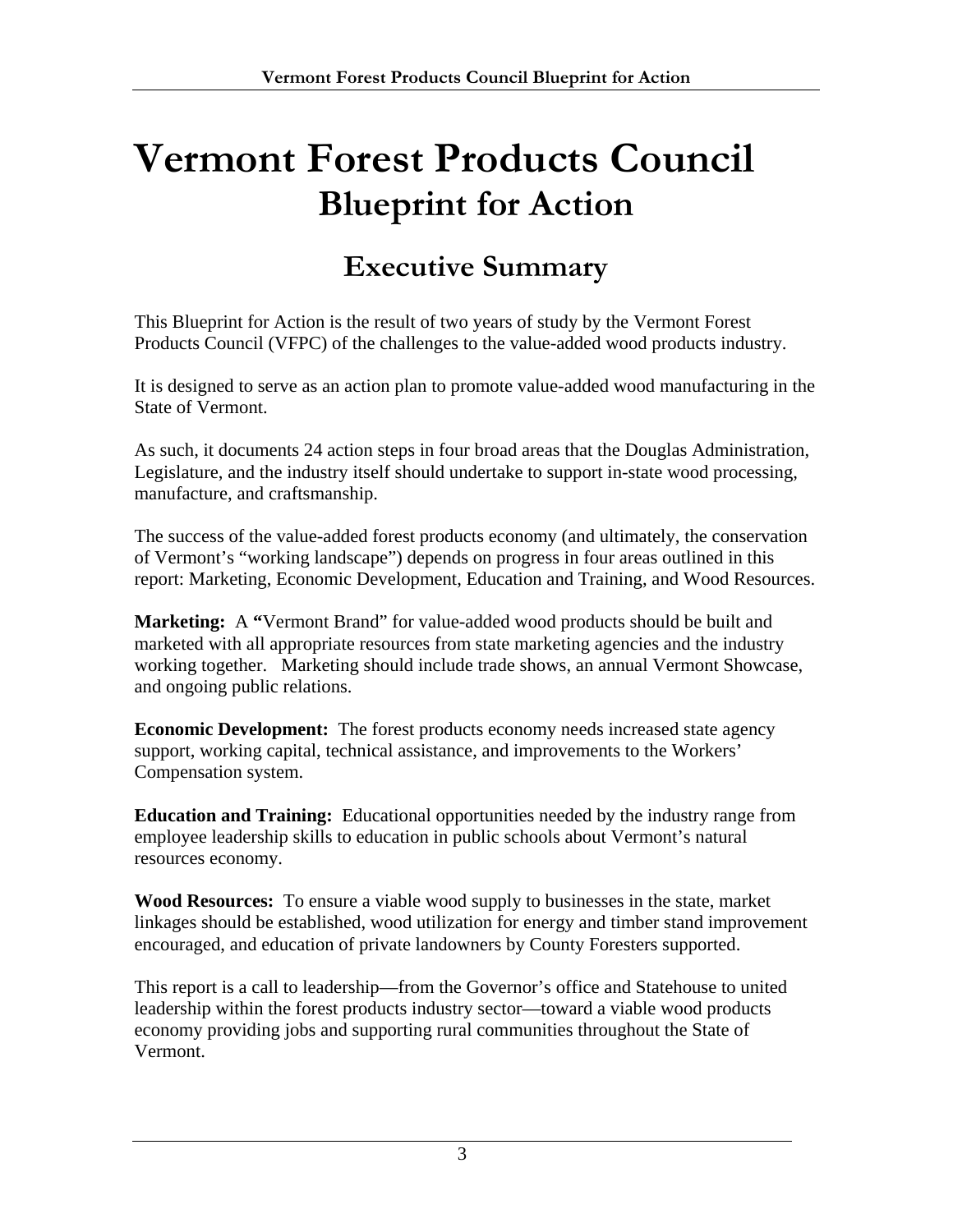# Vermont Forest Products Council
## Blueprint for Action

## Executive Summary

This Blueprint for Action is the result of two years of study by the Vermont Forest Products Council (VFPC) of the challenges to the value-added wood products industry.

It is designed to serve as an action plan to promote value-added wood manufacturing in the State of Vermont.

As such, it documents 24 action steps in four broad areas that the Douglas Administration, Legislature, and the industry itself should undertake to support in-state wood processing, manufacture, and craftsmanship.

The success of the value-added forest products economy (and ultimately, the conservation of Vermont's "working landscape") depends on progress in four areas outlined in this report: Marketing, Economic Development, Education and Training, and Wood Resources.

**Marketing:** A **"**Vermont Brand" for value-added wood products should be built and marketed with all appropriate resources from state marketing agencies and the industry working together. Marketing should include trade shows, an annual Vermont Showcase, and ongoing public relations.

**Economic Development:** The forest products economy needs increased state agency support, working capital, technical assistance, and improvements to the Workers' Compensation system.

**Education and Training:** Educational opportunities needed by the industry range from employee leadership skills to education in public schools about Vermont's natural resources economy.

**Wood Resources:** To ensure a viable wood supply to businesses in the state, market linkages should be established, wood utilization for energy and timber stand improvement encouraged, and education of private landowners by County Foresters supported.

This report is a call to leadership—from the Governor's office and Statehouse to united leadership within the forest products industry sector—toward a viable wood products economy providing jobs and supporting rural communities throughout the State of Vermont.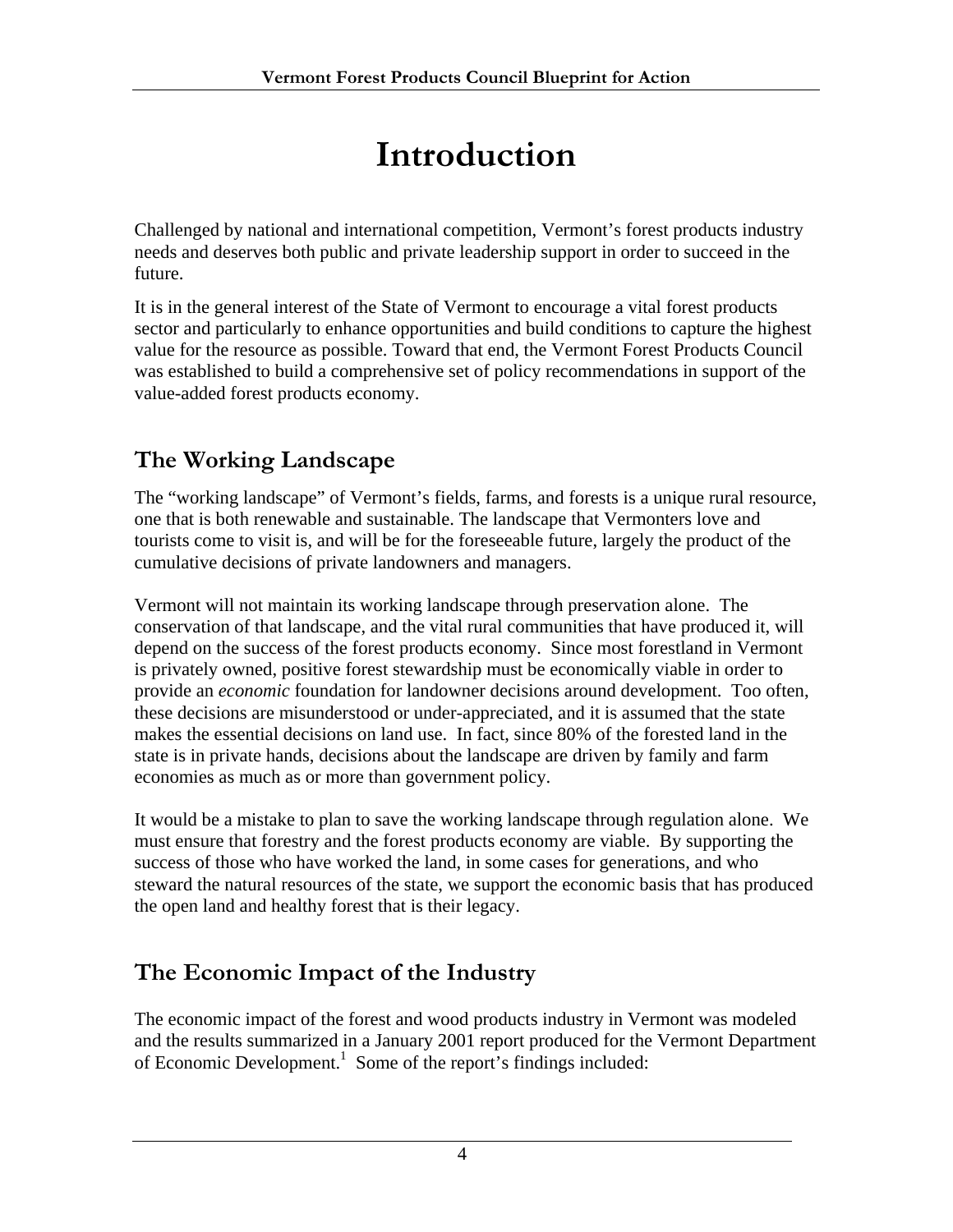# Introduction

Challenged by national and international competition, Vermont's forest products industry needs and deserves both public and private leadership support in order to succeed in the future.

It is in the general interest of the State of Vermont to encourage a vital forest products sector and particularly to enhance opportunities and build conditions to capture the highest value for the resource as possible. Toward that end, the Vermont Forest Products Council was established to build a comprehensive set of policy recommendations in support of the value-added forest products economy.

## The Working Landscape

The "working landscape" of Vermont's fields, farms, and forests is a unique rural resource, one that is both renewable and sustainable. The landscape that Vermonters love and tourists come to visit is, and will be for the foreseeable future, largely the product of the cumulative decisions of private landowners and managers.

Vermont will not maintain its working landscape through preservation alone. The conservation of that landscape, and the vital rural communities that have produced it, will depend on the success of the forest products economy. Since most forestland in Vermont is privately owned, positive forest stewardship must be economically viable in order to provide an *economic* foundation for landowner decisions around development. Too often, these decisions are misunderstood or under-appreciated, and it is assumed that the state makes the essential decisions on land use. In fact, since 80% of the forested land in the state is in private hands, decisions about the landscape are driven by family and farm economies as much as or more than government policy.

It would be a mistake to plan to save the working landscape through regulation alone. We must ensure that forestry and the forest products economy are viable. By supporting the success of those who have worked the land, in some cases for generations, and who steward the natural resources of the state, we support the economic basis that has produced the open land and healthy forest that is their legacy.

## The Economic Impact of the Industry

The economic impact of the forest and wood products industry in Vermont was modeled and the results summarized in a January 2001 report produced for the Vermont Department of Economic Development.[1] Some of the report's findings included: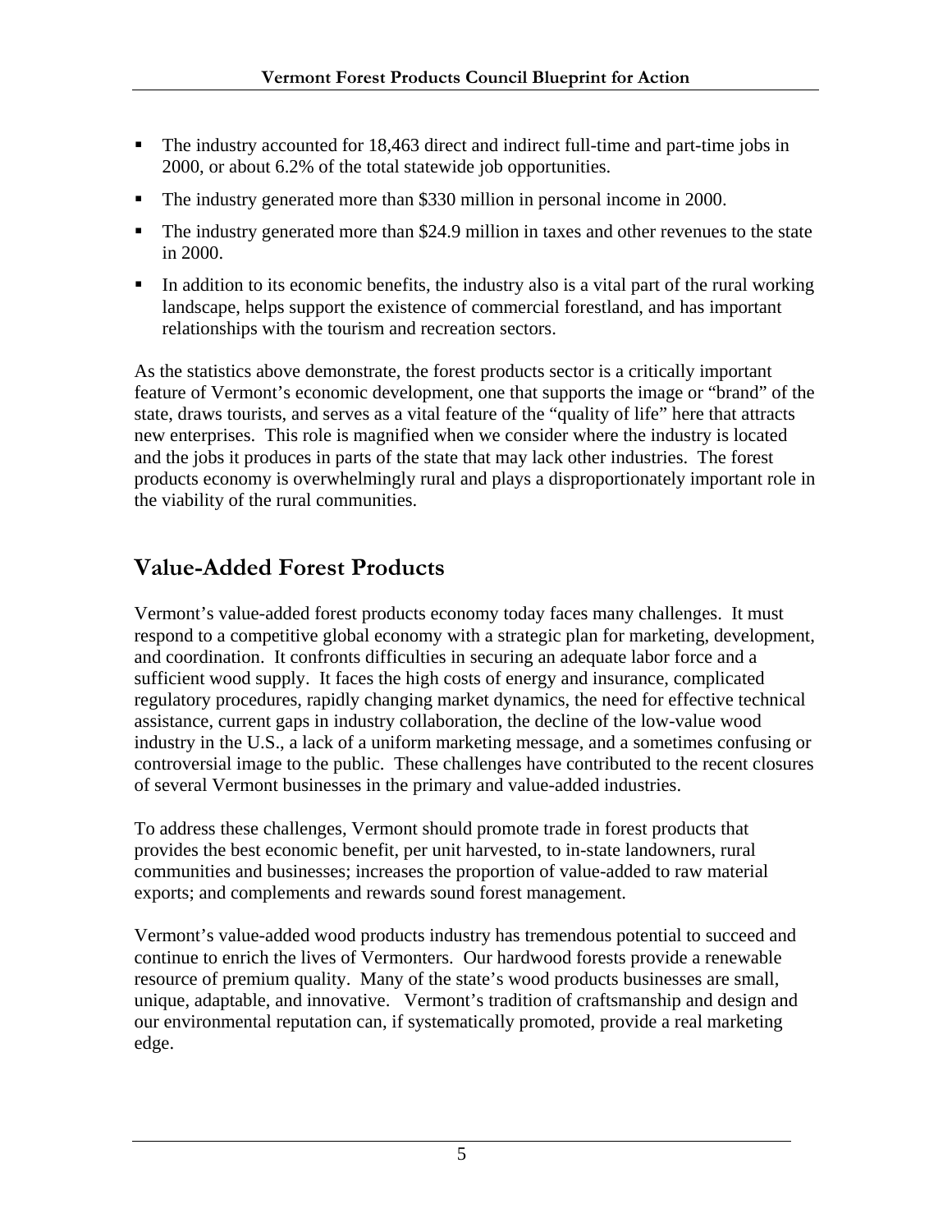- The industry accounted for 18,463 direct and indirect full-time and part-time jobs in 2000, or about 6.2% of the total statewide job opportunities.
- The industry generated more than $330 million in personal income in 2000.
- The industry generated more than $24.9 million in taxes and other revenues to the state in 2000.
- In addition to its economic benefits, the industry also is a vital part of the rural working landscape, helps support the existence of commercial forestland, and has important relationships with the tourism and recreation sectors.

As the statistics above demonstrate, the forest products sector is a critically important feature of Vermont's economic development, one that supports the image or "brand" of the state, draws tourists, and serves as a vital feature of the "quality of life" here that attracts new enterprises. This role is magnified when we consider where the industry is located and the jobs it produces in parts of the state that may lack other industries. The forest products economy is overwhelmingly rural and plays a disproportionately important role in the viability of the rural communities.

## Value-Added Forest Products

Vermont's value-added forest products economy today faces many challenges. It must respond to a competitive global economy with a strategic plan for marketing, development, and coordination. It confronts difficulties in securing an adequate labor force and a sufficient wood supply. It faces the high costs of energy and insurance, complicated regulatory procedures, rapidly changing market dynamics, the need for effective technical assistance, current gaps in industry collaboration, the decline of the low-value wood industry in the U.S., a lack of a uniform marketing message, and a sometimes confusing or controversial image to the public. These challenges have contributed to the recent closures of several Vermont businesses in the primary and value-added industries.

To address these challenges, Vermont should promote trade in forest products that provides the best economic benefit, per unit harvested, to in-state landowners, rural communities and businesses; increases the proportion of value-added to raw material exports; and complements and rewards sound forest management.

Vermont's value-added wood products industry has tremendous potential to succeed and continue to enrich the lives of Vermonters. Our hardwood forests provide a renewable resource of premium quality. Many of the state's wood products businesses are small, unique, adaptable, and innovative. Vermont's tradition of craftsmanship and design and our environmental reputation can, if systematically promoted, provide a real marketing edge.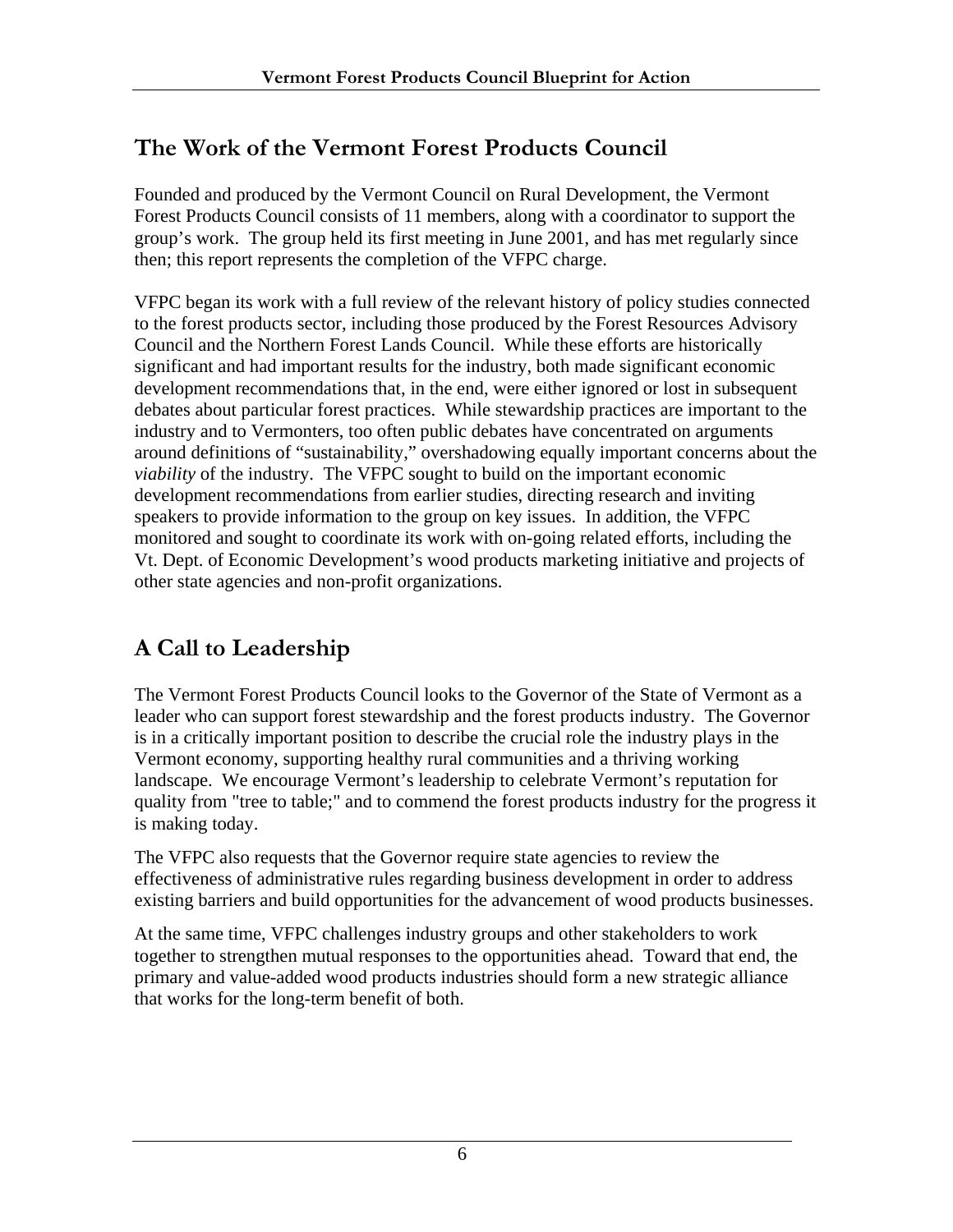## The Work of the Vermont Forest Products Council

Founded and produced by the Vermont Council on Rural Development, the Vermont Forest Products Council consists of 11 members, along with a coordinator to support the group's work. The group held its first meeting in June 2001, and has met regularly since then; this report represents the completion of the VFPC charge.

VFPC began its work with a full review of the relevant history of policy studies connected to the forest products sector, including those produced by the Forest Resources Advisory Council and the Northern Forest Lands Council. While these efforts are historically significant and had important results for the industry, both made significant economic development recommendations that, in the end, were either ignored or lost in subsequent debates about particular forest practices. While stewardship practices are important to the industry and to Vermonters, too often public debates have concentrated on arguments around definitions of "sustainability," overshadowing equally important concerns about the *viability* of the industry. The VFPC sought to build on the important economic development recommendations from earlier studies, directing research and inviting speakers to provide information to the group on key issues. In addition, the VFPC monitored and sought to coordinate its work with on-going related efforts, including the Vt. Dept. of Economic Development's wood products marketing initiative and projects of other state agencies and non-profit organizations.

## A Call to Leadership

The Vermont Forest Products Council looks to the Governor of the State of Vermont as a leader who can support forest stewardship and the forest products industry. The Governor is in a critically important position to describe the crucial role the industry plays in the Vermont economy, supporting healthy rural communities and a thriving working landscape. We encourage Vermont's leadership to celebrate Vermont's reputation for quality from "tree to table;" and to commend the forest products industry for the progress it is making today.

The VFPC also requests that the Governor require state agencies to review the effectiveness of administrative rules regarding business development in order to address existing barriers and build opportunities for the advancement of wood products businesses.

At the same time, VFPC challenges industry groups and other stakeholders to work together to strengthen mutual responses to the opportunities ahead. Toward that end, the primary and value-added wood products industries should form a new strategic alliance that works for the long-term benefit of both.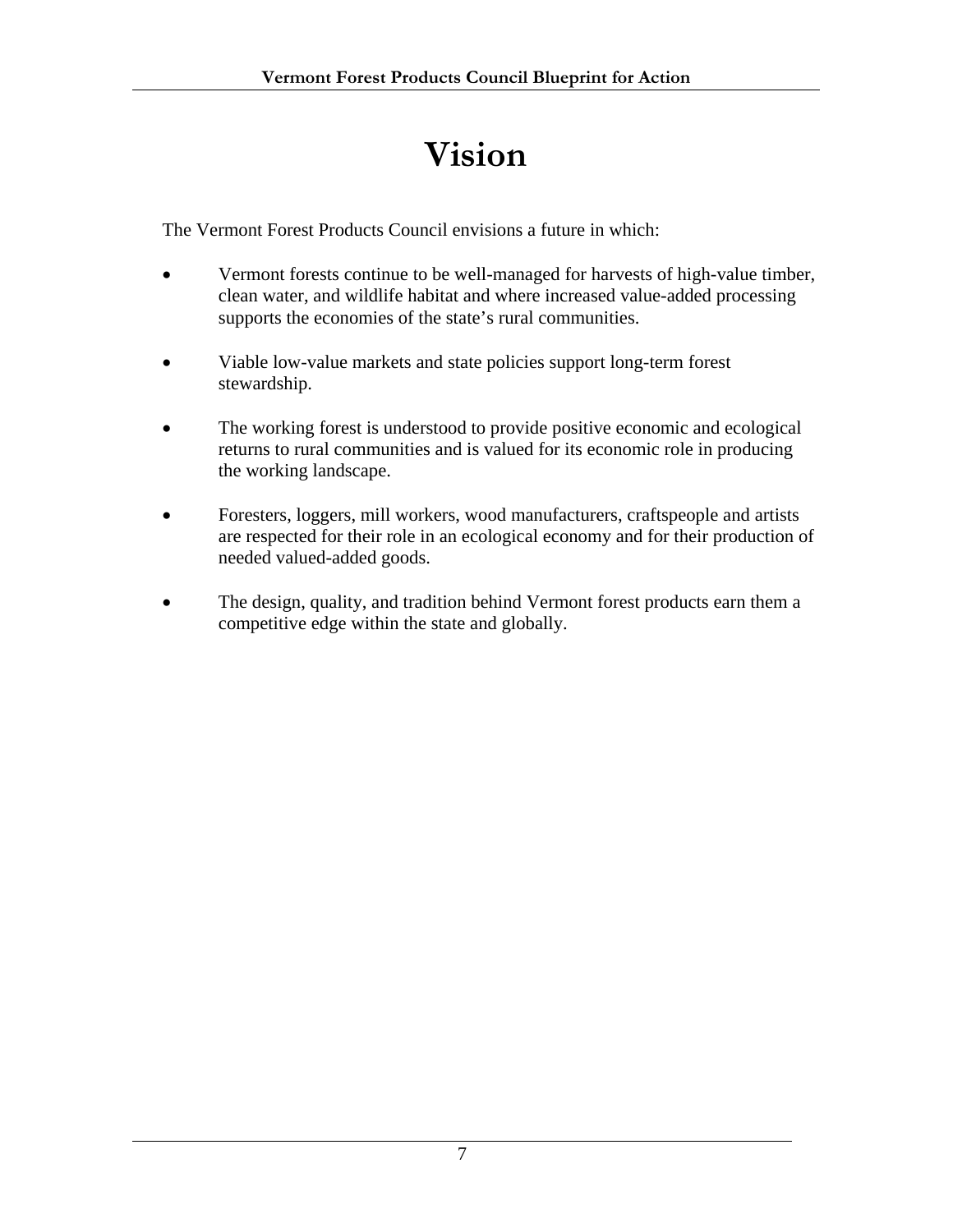# Vision

The Vermont Forest Products Council envisions a future in which:

- Vermont forests continue to be well-managed for harvests of high-value timber, clean water, and wildlife habitat and where increased value-added processing supports the economies of the state's rural communities.

- Viable low-value markets and state policies support long-term forest stewardship.

- The working forest is understood to provide positive economic and ecological returns to rural communities and is valued for its economic role in producing the working landscape.

- Foresters, loggers, mill workers, wood manufacturers, craftspeople and artists are respected for their role in an ecological economy and for their production of needed valued-added goods.

- The design, quality, and tradition behind Vermont forest products earn them a competitive edge within the state and globally.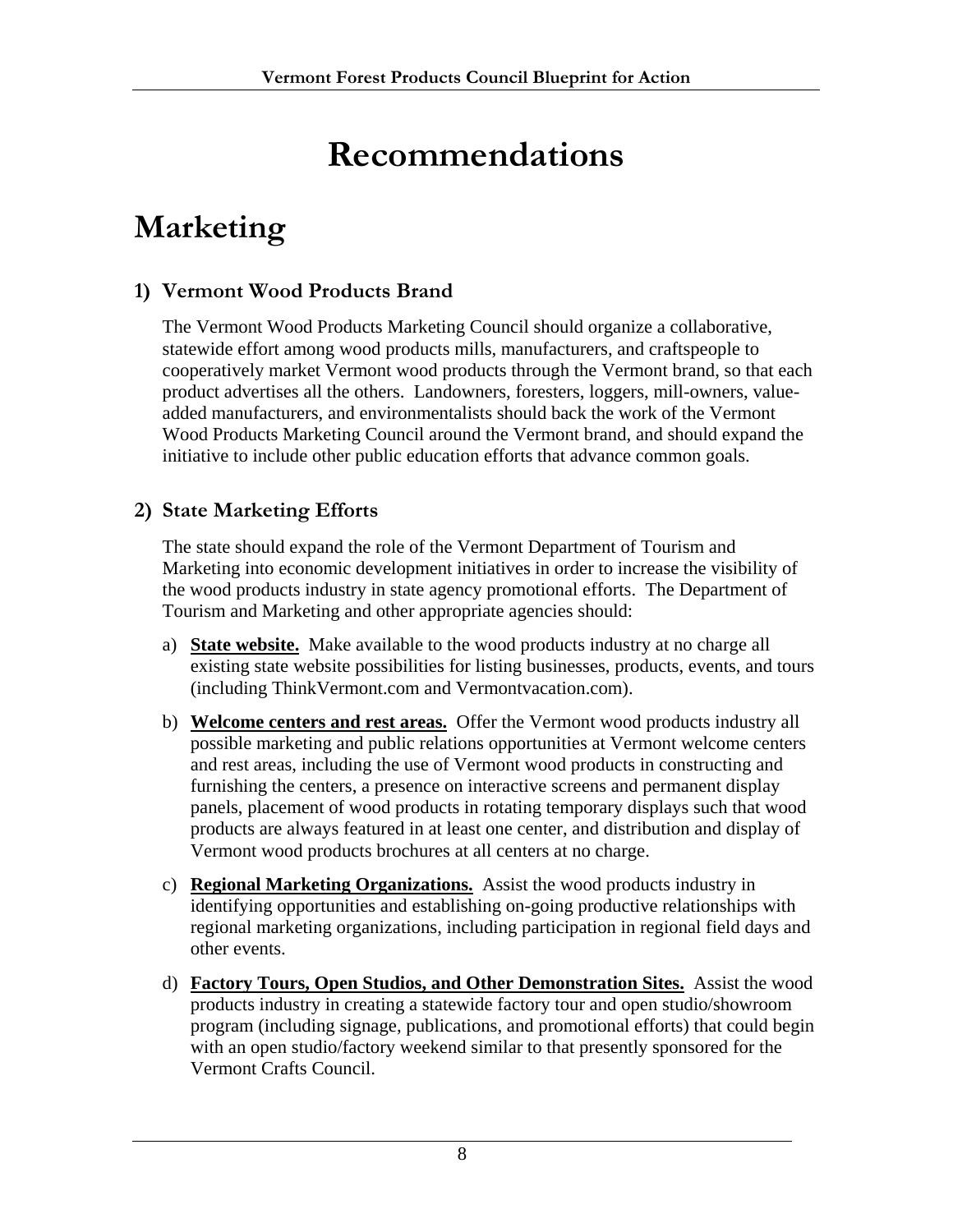# Recommendations

## Marketing

### 1) Vermont Wood Products Brand

The Vermont Wood Products Marketing Council should organize a collaborative, statewide effort among wood products mills, manufacturers, and craftspeople to cooperatively market Vermont wood products through the Vermont brand, so that each product advertises all the others. Landowners, foresters, loggers, mill-owners, value-added manufacturers, and environmentalists should back the work of the Vermont Wood Products Marketing Council around the Vermont brand, and should expand the initiative to include other public education efforts that advance common goals.

### 2) State Marketing Efforts

The state should expand the role of the Vermont Department of Tourism and Marketing into economic development initiatives in order to increase the visibility of the wood products industry in state agency promotional efforts. The Department of Tourism and Marketing and other appropriate agencies should:

a) **State website.** Make available to the wood products industry at no charge all existing state website possibilities for listing businesses, products, events, and tours (including ThinkVermont.com and Vermontvacation.com).

b) **Welcome centers and rest areas.** Offer the Vermont wood products industry all possible marketing and public relations opportunities at Vermont welcome centers and rest areas, including the use of Vermont wood products in constructing and furnishing the centers, a presence on interactive screens and permanent display panels, placement of wood products in rotating temporary displays such that wood products are always featured in at least one center, and distribution and display of Vermont wood products brochures at all centers at no charge.

c) **Regional Marketing Organizations.** Assist the wood products industry in identifying opportunities and establishing on-going productive relationships with regional marketing organizations, including participation in regional field days and other events.

d) **Factory Tours, Open Studios, and Other Demonstration Sites.** Assist the wood products industry in creating a statewide factory tour and open studio/showroom program (including signage, publications, and promotional efforts) that could begin with an open studio/factory weekend similar to that presently sponsored for the Vermont Crafts Council.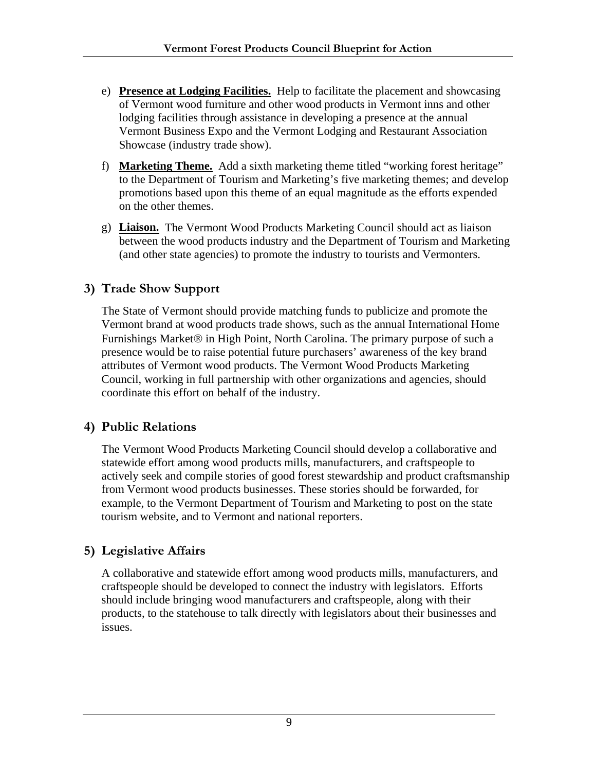e) **Presence at Lodging Facilities.** Help to facilitate the placement and showcasing of Vermont wood furniture and other wood products in Vermont inns and other lodging facilities through assistance in developing a presence at the annual Vermont Business Expo and the Vermont Lodging and Restaurant Association Showcase (industry trade show).

f) **Marketing Theme.** Add a sixth marketing theme titled "working forest heritage" to the Department of Tourism and Marketing's five marketing themes; and develop promotions based upon this theme of an equal magnitude as the efforts expended on the other themes.

g) **Liaison.** The Vermont Wood Products Marketing Council should act as liaison between the wood products industry and the Department of Tourism and Marketing (and other state agencies) to promote the industry to tourists and Vermonters.

## 3) Trade Show Support

The State of Vermont should provide matching funds to publicize and promote the Vermont brand at wood products trade shows, such as the annual International Home Furnishings Market® in High Point, North Carolina. The primary purpose of such a presence would be to raise potential future purchasers' awareness of the key brand attributes of Vermont wood products. The Vermont Wood Products Marketing Council, working in full partnership with other organizations and agencies, should coordinate this effort on behalf of the industry.

## 4) Public Relations

The Vermont Wood Products Marketing Council should develop a collaborative and statewide effort among wood products mills, manufacturers, and craftspeople to actively seek and compile stories of good forest stewardship and product craftsmanship from Vermont wood products businesses. These stories should be forwarded, for example, to the Vermont Department of Tourism and Marketing to post on the state tourism website, and to Vermont and national reporters.

## 5) Legislative Affairs

A collaborative and statewide effort among wood products mills, manufacturers, and craftspeople should be developed to connect the industry with legislators. Efforts should include bringing wood manufacturers and craftspeople, along with their products, to the statehouse to talk directly with legislators about their businesses and issues.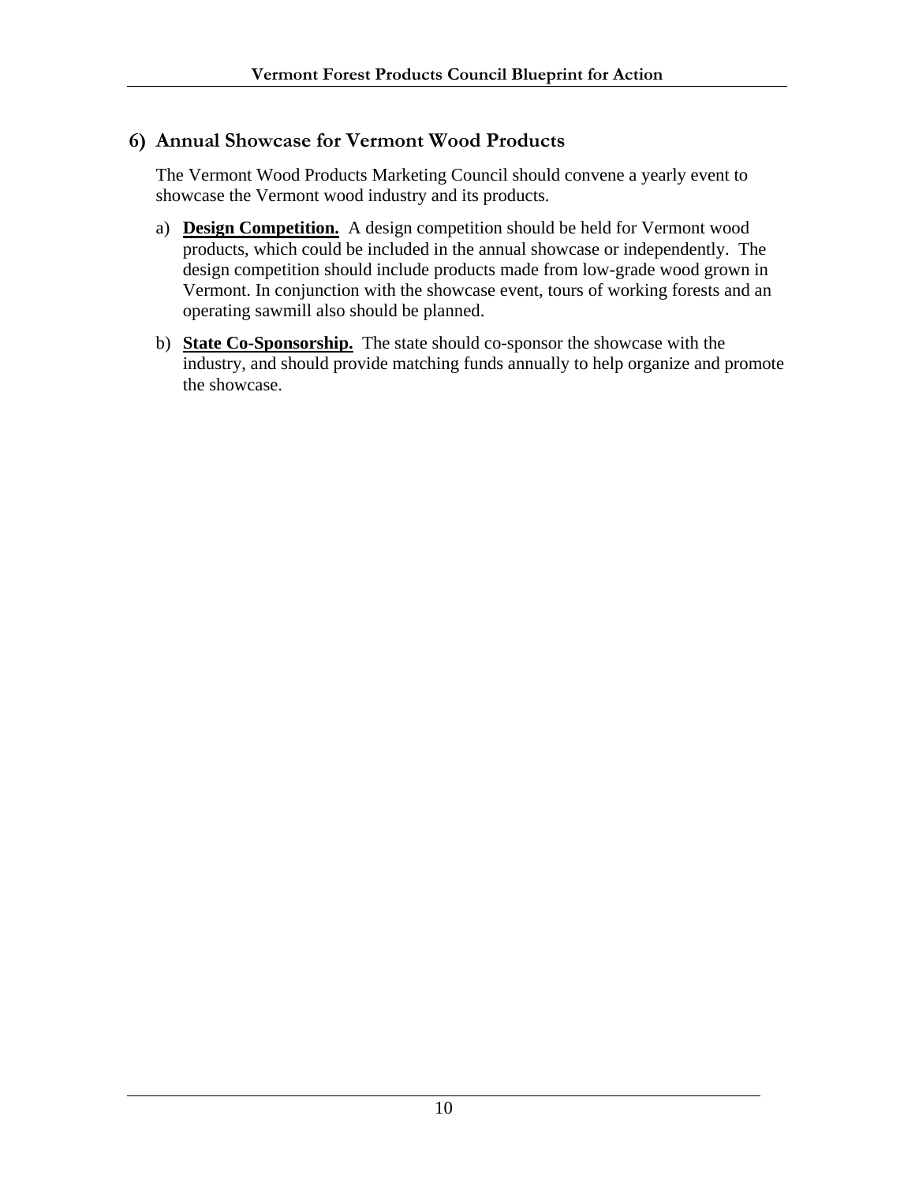## 6) Annual Showcase for Vermont Wood Products

The Vermont Wood Products Marketing Council should convene a yearly event to showcase the Vermont wood industry and its products.

a) **Design Competition.** A design competition should be held for Vermont wood products, which could be included in the annual showcase or independently. The design competition should include products made from low-grade wood grown in Vermont. In conjunction with the showcase event, tours of working forests and an operating sawmill also should be planned.

b) **State Co-Sponsorship.** The state should co-sponsor the showcase with the industry, and should provide matching funds annually to help organize and promote the showcase.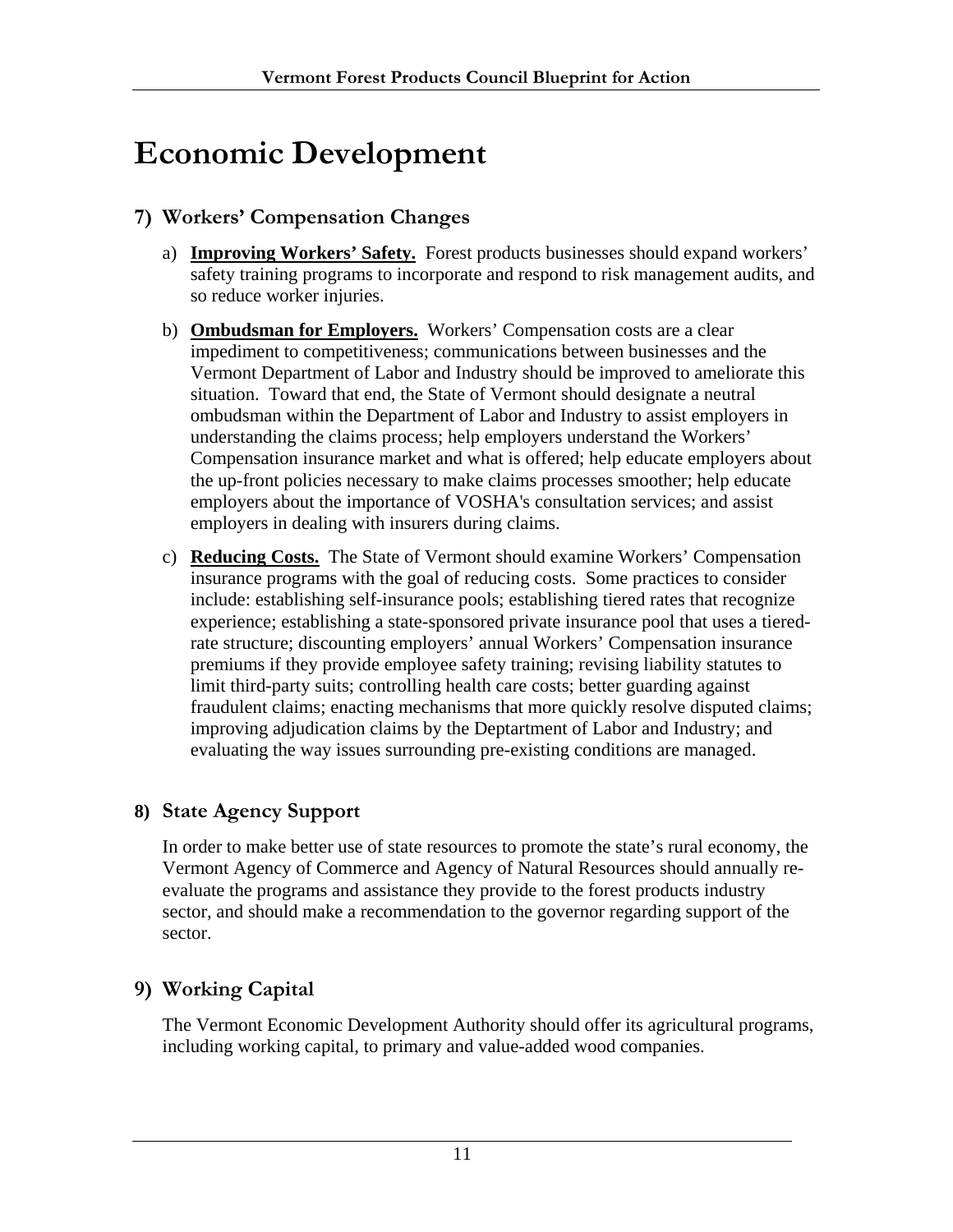# Economic Development

## 7) Workers' Compensation Changes

a) **Improving Workers' Safety.** Forest products businesses should expand workers' safety training programs to incorporate and respond to risk management audits, and so reduce worker injuries.

b) **Ombudsman for Employers.** Workers' Compensation costs are a clear impediment to competitiveness; communications between businesses and the Vermont Department of Labor and Industry should be improved to ameliorate this situation. Toward that end, the State of Vermont should designate a neutral ombudsman within the Department of Labor and Industry to assist employers in understanding the claims process; help employers understand the Workers' Compensation insurance market and what is offered; help educate employers about the up-front policies necessary to make claims processes smoother; help educate employers about the importance of VOSHA's consultation services; and assist employers in dealing with insurers during claims.

c) **Reducing Costs.** The State of Vermont should examine Workers' Compensation insurance programs with the goal of reducing costs. Some practices to consider include: establishing self-insurance pools; establishing tiered rates that recognize experience; establishing a state-sponsored private insurance pool that uses a tiered-rate structure; discounting employers' annual Workers' Compensation insurance premiums if they provide employee safety training; revising liability statutes to limit third-party suits; controlling health care costs; better guarding against fraudulent claims; enacting mechanisms that more quickly resolve disputed claims; improving adjudication claims by the Deptartment of Labor and Industry; and evaluating the way issues surrounding pre-existing conditions are managed.

## 8) State Agency Support

In order to make better use of state resources to promote the state's rural economy, the Vermont Agency of Commerce and Agency of Natural Resources should annually re-evaluate the programs and assistance they provide to the forest products industry sector, and should make a recommendation to the governor regarding support of the sector.

## 9) Working Capital

The Vermont Economic Development Authority should offer its agricultural programs, including working capital, to primary and value-added wood companies.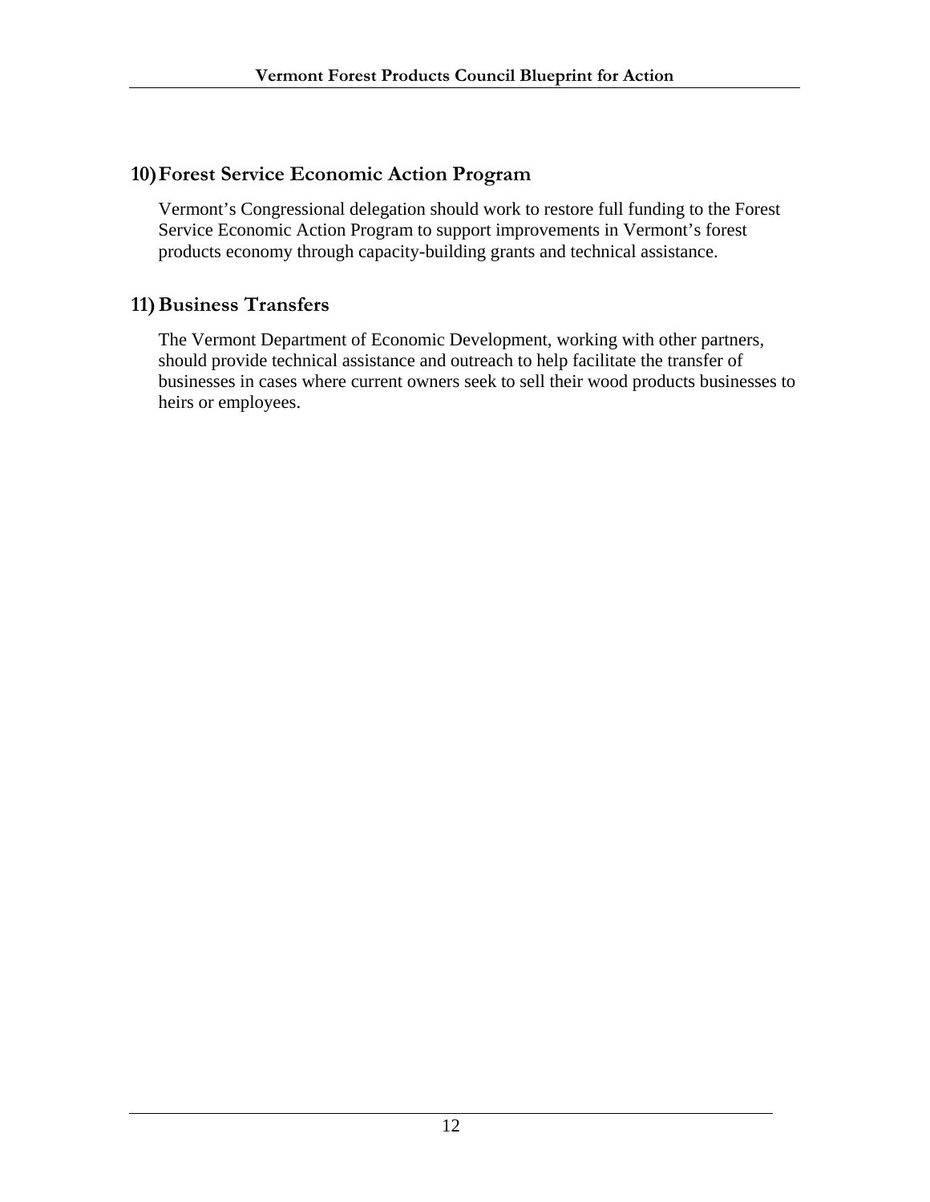## 10) Forest Service Economic Action Program

Vermont's Congressional delegation should work to restore full funding to the Forest Service Economic Action Program to support improvements in Vermont's forest products economy through capacity-building grants and technical assistance.

## 11) Business Transfers

The Vermont Department of Economic Development, working with other partners, should provide technical assistance and outreach to help facilitate the transfer of businesses in cases where current owners seek to sell their wood products businesses to heirs or employees.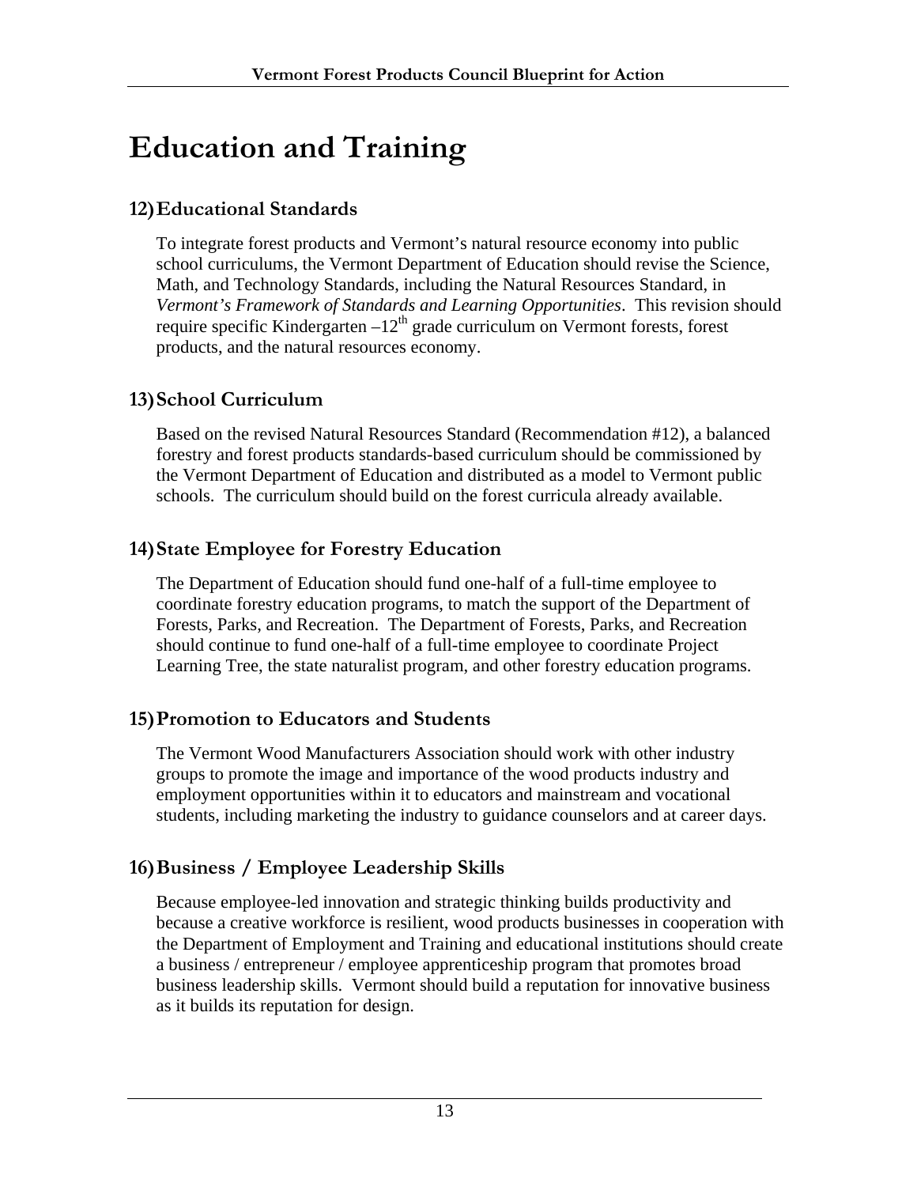# Education and Training

## 12) Educational Standards

To integrate forest products and Vermont's natural resource economy into public school curriculums, the Vermont Department of Education should revise the Science, Math, and Technology Standards, including the Natural Resources Standard, in *Vermont's Framework of Standards and Learning Opportunities*. This revision should require specific Kindergarten –12th grade curriculum on Vermont forests, forest products, and the natural resources economy.

## 13) School Curriculum

Based on the revised Natural Resources Standard (Recommendation #12), a balanced forestry and forest products standards-based curriculum should be commissioned by the Vermont Department of Education and distributed as a model to Vermont public schools. The curriculum should build on the forest curricula already available.

## 14) State Employee for Forestry Education

The Department of Education should fund one-half of a full-time employee to coordinate forestry education programs, to match the support of the Department of Forests, Parks, and Recreation. The Department of Forests, Parks, and Recreation should continue to fund one-half of a full-time employee to coordinate Project Learning Tree, the state naturalist program, and other forestry education programs.

## 15) Promotion to Educators and Students

The Vermont Wood Manufacturers Association should work with other industry groups to promote the image and importance of the wood products industry and employment opportunities within it to educators and mainstream and vocational students, including marketing the industry to guidance counselors and at career days.

## 16) Business / Employee Leadership Skills

Because employee-led innovation and strategic thinking builds productivity and because a creative workforce is resilient, wood products businesses in cooperation with the Department of Employment and Training and educational institutions should create a business / entrepreneur / employee apprenticeship program that promotes broad business leadership skills. Vermont should build a reputation for innovative business as it builds its reputation for design.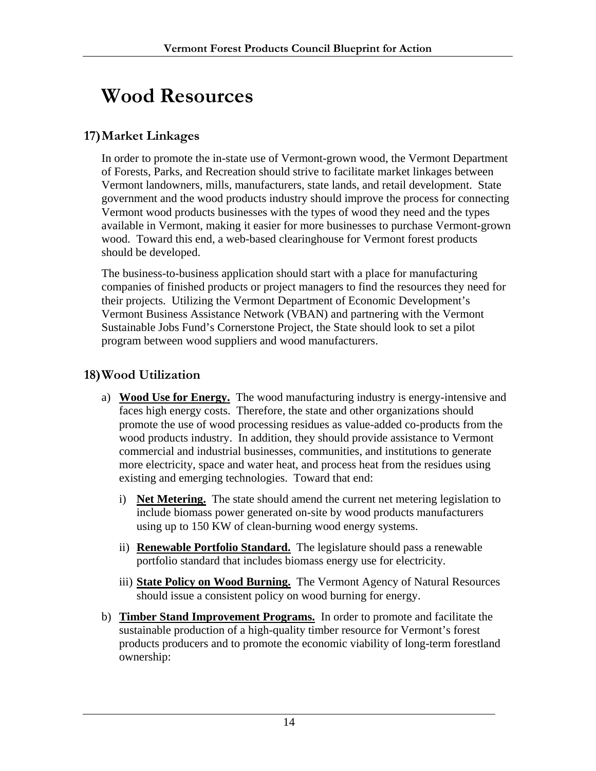# Wood Resources

## 17) Market Linkages

In order to promote the in-state use of Vermont-grown wood, the Vermont Department of Forests, Parks, and Recreation should strive to facilitate market linkages between Vermont landowners, mills, manufacturers, state lands, and retail development. State government and the wood products industry should improve the process for connecting Vermont wood products businesses with the types of wood they need and the types available in Vermont, making it easier for more businesses to purchase Vermont-grown wood. Toward this end, a web-based clearinghouse for Vermont forest products should be developed.

The business-to-business application should start with a place for manufacturing companies of finished products or project managers to find the resources they need for their projects. Utilizing the Vermont Department of Economic Development's Vermont Business Assistance Network (VBAN) and partnering with the Vermont Sustainable Jobs Fund's Cornerstone Project, the State should look to set a pilot program between wood suppliers and wood manufacturers.

## 18) Wood Utilization

a) **Wood Use for Energy.** The wood manufacturing industry is energy-intensive and faces high energy costs. Therefore, the state and other organizations should promote the use of wood processing residues as value-added co-products from the wood products industry. In addition, they should provide assistance to Vermont commercial and industrial businesses, communities, and institutions to generate more electricity, space and water heat, and process heat from the residues using existing and emerging technologies. Toward that end:

   i) **Net Metering.** The state should amend the current net metering legislation to include biomass power generated on-site by wood products manufacturers using up to 150 KW of clean-burning wood energy systems.

   ii) **Renewable Portfolio Standard.** The legislature should pass a renewable portfolio standard that includes biomass energy use for electricity.

   iii) **State Policy on Wood Burning.** The Vermont Agency of Natural Resources should issue a consistent policy on wood burning for energy.

b) **Timber Stand Improvement Programs.** In order to promote and facilitate the sustainable production of a high-quality timber resource for Vermont's forest products producers and to promote the economic viability of long-term forestland ownership: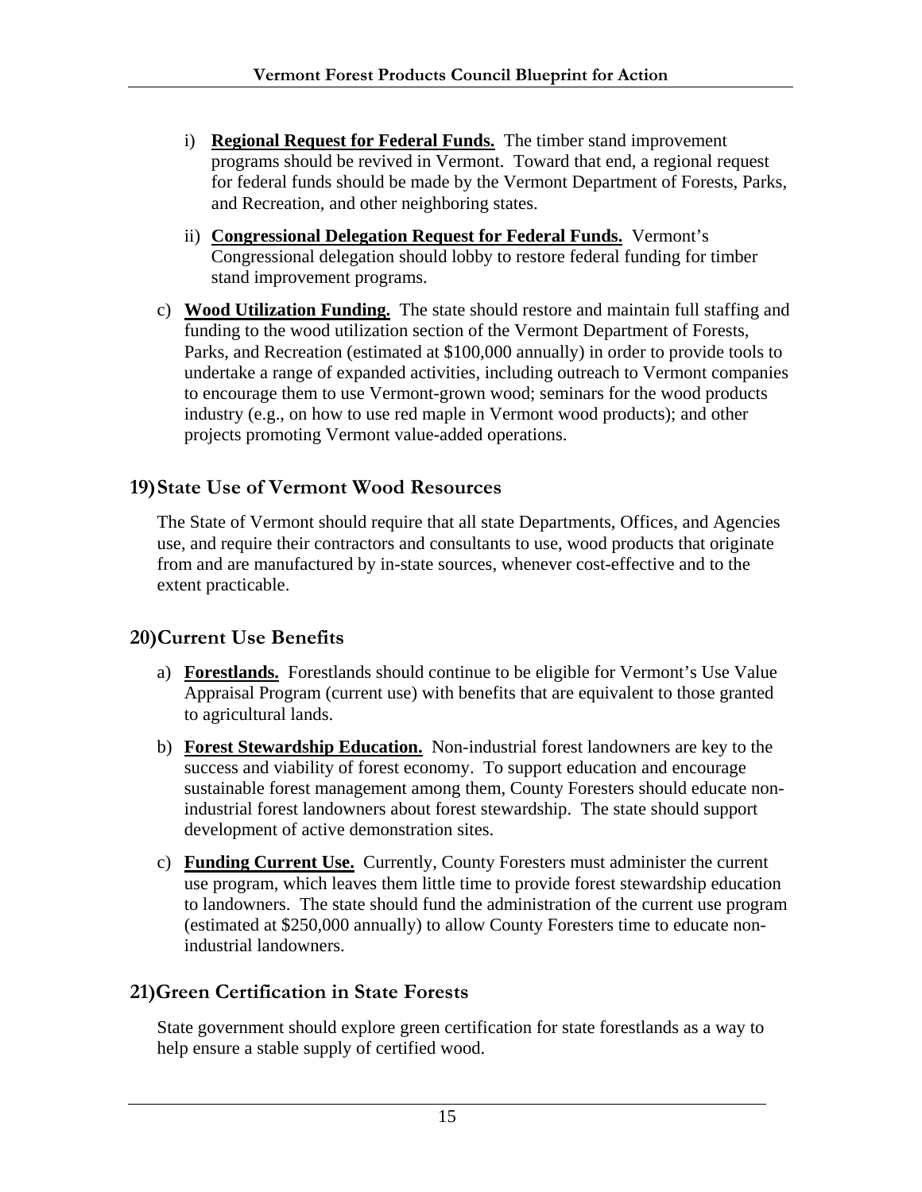i) **Regional Request for Federal Funds.** The timber stand improvement programs should be revived in Vermont. Toward that end, a regional request for federal funds should be made by the Vermont Department of Forests, Parks, and Recreation, and other neighboring states.

ii) **Congressional Delegation Request for Federal Funds.** Vermont's Congressional delegation should lobby to restore federal funding for timber stand improvement programs.

c) **Wood Utilization Funding.** The state should restore and maintain full staffing and funding to the wood utilization section of the Vermont Department of Forests, Parks, and Recreation (estimated at $100,000 annually) in order to provide tools to undertake a range of expanded activities, including outreach to Vermont companies to encourage them to use Vermont-grown wood; seminars for the wood products industry (e.g., on how to use red maple in Vermont wood products); and other projects promoting Vermont value-added operations.

## 19) State Use of Vermont Wood Resources

The State of Vermont should require that all state Departments, Offices, and Agencies use, and require their contractors and consultants to use, wood products that originate from and are manufactured by in-state sources, whenever cost-effective and to the extent practicable.

## 20) Current Use Benefits

a) **Forestlands.** Forestlands should continue to be eligible for Vermont's Use Value Appraisal Program (current use) with benefits that are equivalent to those granted to agricultural lands.

b) **Forest Stewardship Education.** Non-industrial forest landowners are key to the success and viability of forest economy. To support education and encourage sustainable forest management among them, County Foresters should educate non-industrial forest landowners about forest stewardship. The state should support development of active demonstration sites.

c) **Funding Current Use.** Currently, County Foresters must administer the current use program, which leaves them little time to provide forest stewardship education to landowners. The state should fund the administration of the current use program (estimated at $250,000 annually) to allow County Foresters time to educate non-industrial landowners.

## 21) Green Certification in State Forests

State government should explore green certification for state forestlands as a way to help ensure a stable supply of certified wood.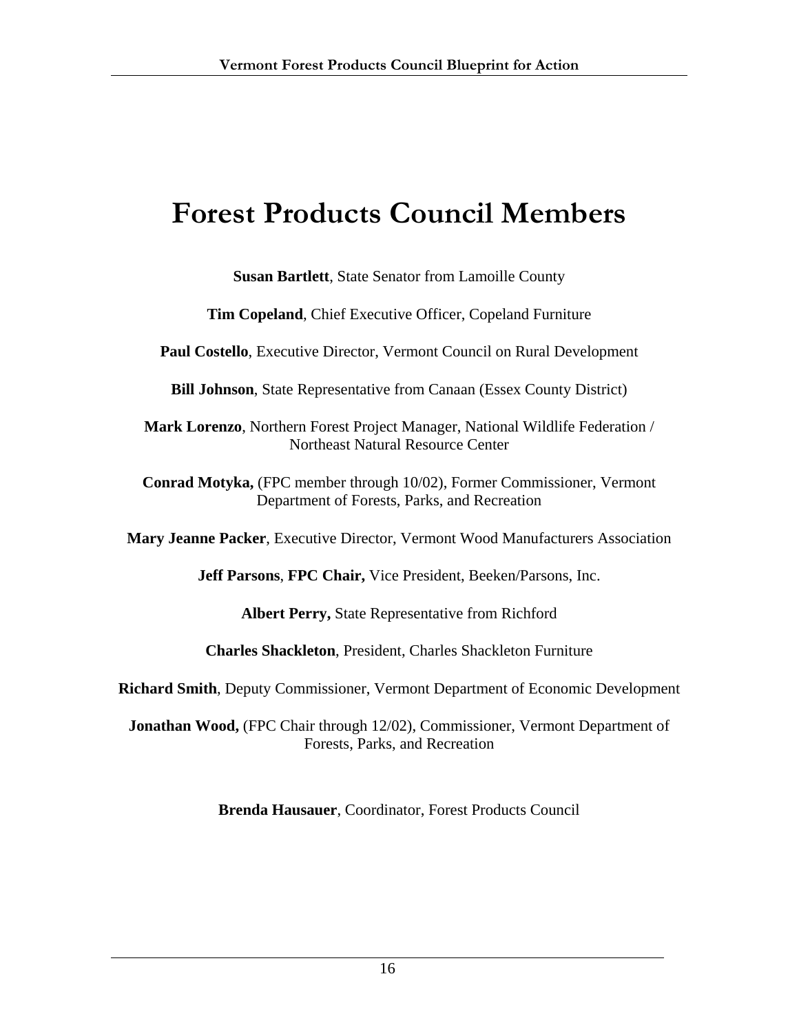# Forest Products Council Members

**Susan Bartlett**, State Senator from Lamoille County

**Tim Copeland**, Chief Executive Officer, Copeland Furniture

**Paul Costello**, Executive Director, Vermont Council on Rural Development

**Bill Johnson**, State Representative from Canaan (Essex County District)

**Mark Lorenzo**, Northern Forest Project Manager, National Wildlife Federation / Northeast Natural Resource Center

**Conrad Motyka,** (FPC member through 10/02), Former Commissioner, Vermont Department of Forests, Parks, and Recreation

**Mary Jeanne Packer**, Executive Director, Vermont Wood Manufacturers Association

**Jeff Parsons**, **FPC Chair,** Vice President, Beeken/Parsons, Inc.

**Albert Perry,** State Representative from Richford

**Charles Shackleton**, President, Charles Shackleton Furniture

**Richard Smith**, Deputy Commissioner, Vermont Department of Economic Development

**Jonathan Wood,** (FPC Chair through 12/02), Commissioner, Vermont Department of Forests, Parks, and Recreation

**Brenda Hausauer**, Coordinator, Forest Products Council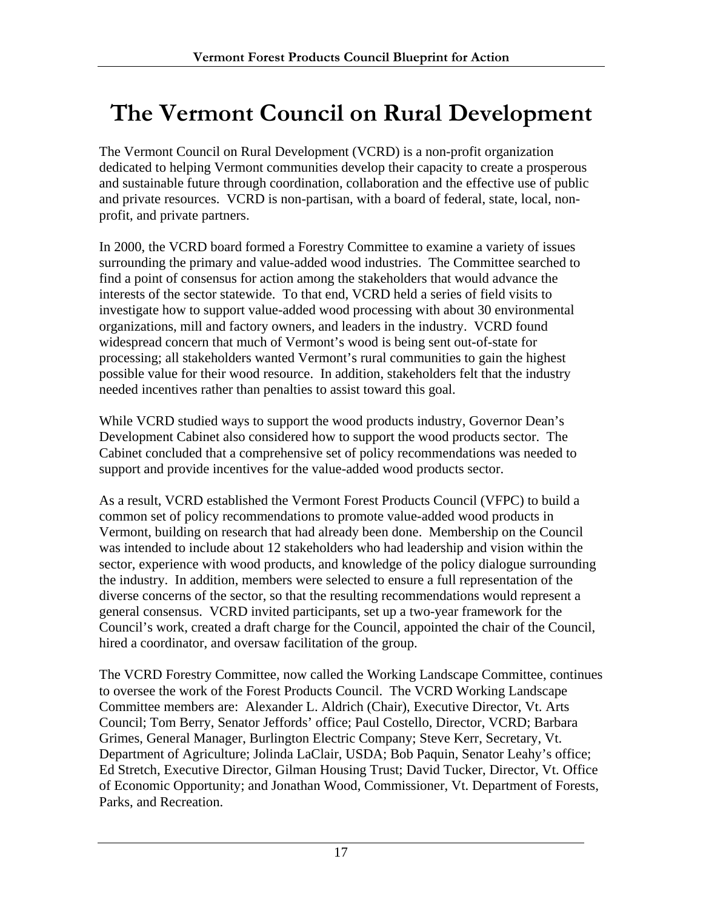# The Vermont Council on Rural Development

The Vermont Council on Rural Development (VCRD) is a non-profit organization dedicated to helping Vermont communities develop their capacity to create a prosperous and sustainable future through coordination, collaboration and the effective use of public and private resources. VCRD is non-partisan, with a board of federal, state, local, non-profit, and private partners.

In 2000, the VCRD board formed a Forestry Committee to examine a variety of issues surrounding the primary and value-added wood industries. The Committee searched to find a point of consensus for action among the stakeholders that would advance the interests of the sector statewide. To that end, VCRD held a series of field visits to investigate how to support value-added wood processing with about 30 environmental organizations, mill and factory owners, and leaders in the industry. VCRD found widespread concern that much of Vermont's wood is being sent out-of-state for processing; all stakeholders wanted Vermont's rural communities to gain the highest possible value for their wood resource. In addition, stakeholders felt that the industry needed incentives rather than penalties to assist toward this goal.

While VCRD studied ways to support the wood products industry, Governor Dean's Development Cabinet also considered how to support the wood products sector. The Cabinet concluded that a comprehensive set of policy recommendations was needed to support and provide incentives for the value-added wood products sector.

As a result, VCRD established the Vermont Forest Products Council (VFPC) to build a common set of policy recommendations to promote value-added wood products in Vermont, building on research that had already been done. Membership on the Council was intended to include about 12 stakeholders who had leadership and vision within the sector, experience with wood products, and knowledge of the policy dialogue surrounding the industry. In addition, members were selected to ensure a full representation of the diverse concerns of the sector, so that the resulting recommendations would represent a general consensus. VCRD invited participants, set up a two-year framework for the Council's work, created a draft charge for the Council, appointed the chair of the Council, hired a coordinator, and oversaw facilitation of the group.

The VCRD Forestry Committee, now called the Working Landscape Committee, continues to oversee the work of the Forest Products Council. The VCRD Working Landscape Committee members are: Alexander L. Aldrich (Chair), Executive Director, Vt. Arts Council; Tom Berry, Senator Jeffords' office; Paul Costello, Director, VCRD; Barbara Grimes, General Manager, Burlington Electric Company; Steve Kerr, Secretary, Vt. Department of Agriculture; Jolinda LaClair, USDA; Bob Paquin, Senator Leahy's office; Ed Stretch, Executive Director, Gilman Housing Trust; David Tucker, Director, Vt. Office of Economic Opportunity; and Jonathan Wood, Commissioner, Vt. Department of Forests, Parks, and Recreation.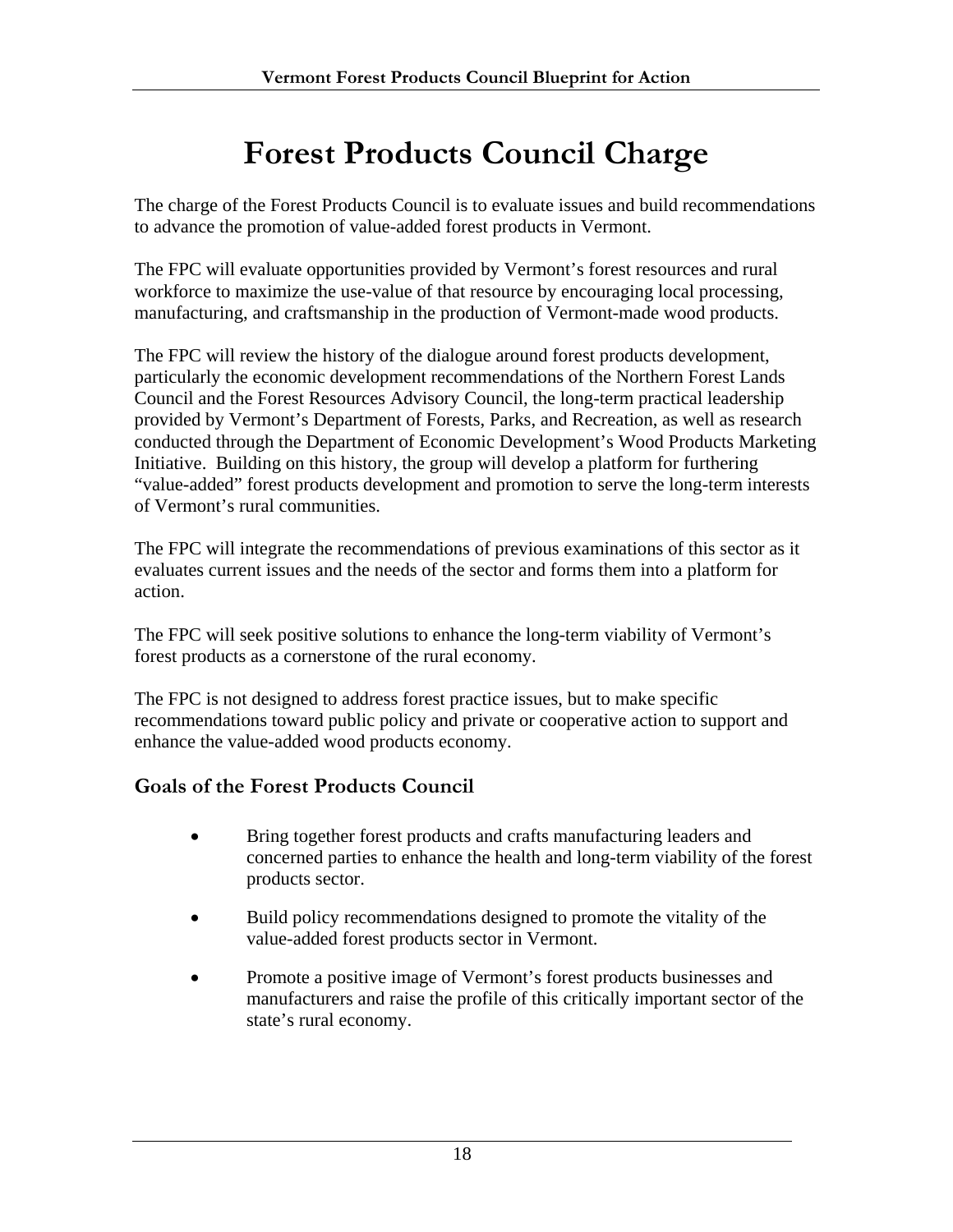# Forest Products Council Charge

The charge of the Forest Products Council is to evaluate issues and build recommendations to advance the promotion of value-added forest products in Vermont.

The FPC will evaluate opportunities provided by Vermont's forest resources and rural workforce to maximize the use-value of that resource by encouraging local processing, manufacturing, and craftsmanship in the production of Vermont-made wood products.

The FPC will review the history of the dialogue around forest products development, particularly the economic development recommendations of the Northern Forest Lands Council and the Forest Resources Advisory Council, the long-term practical leadership provided by Vermont's Department of Forests, Parks, and Recreation, as well as research conducted through the Department of Economic Development's Wood Products Marketing Initiative. Building on this history, the group will develop a platform for furthering "value-added" forest products development and promotion to serve the long-term interests of Vermont's rural communities.

The FPC will integrate the recommendations of previous examinations of this sector as it evaluates current issues and the needs of the sector and forms them into a platform for action.

The FPC will seek positive solutions to enhance the long-term viability of Vermont's forest products as a cornerstone of the rural economy.

The FPC is not designed to address forest practice issues, but to make specific recommendations toward public policy and private or cooperative action to support and enhance the value-added wood products economy.

## Goals of the Forest Products Council

- Bring together forest products and crafts manufacturing leaders and concerned parties to enhance the health and long-term viability of the forest products sector.
- Build policy recommendations designed to promote the vitality of the value-added forest products sector in Vermont.
- Promote a positive image of Vermont's forest products businesses and manufacturers and raise the profile of this critically important sector of the state's rural economy.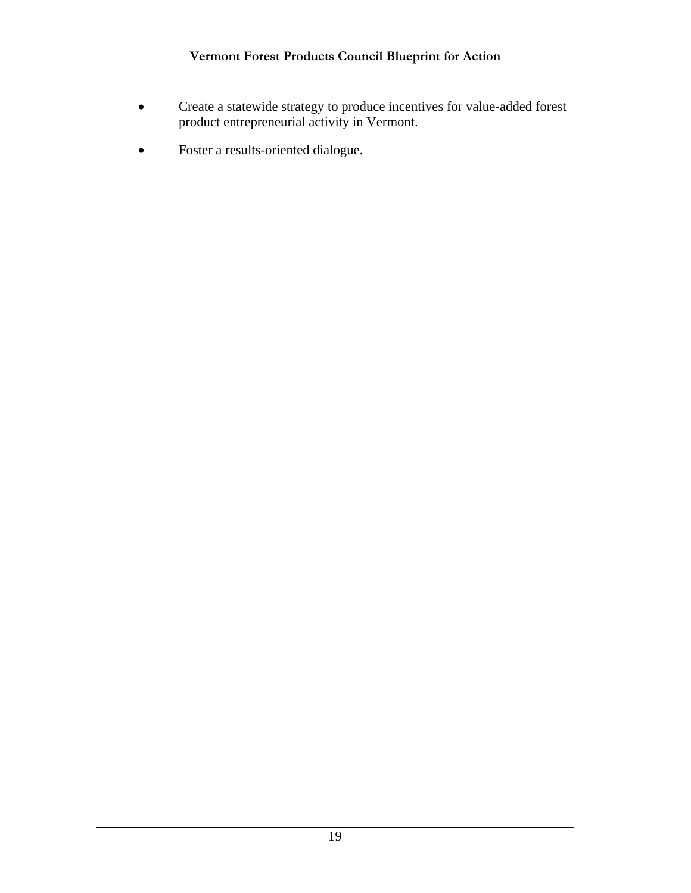- Create a statewide strategy to produce incentives for value-added forest product entrepreneurial activity in Vermont.

- Foster a results-oriented dialogue.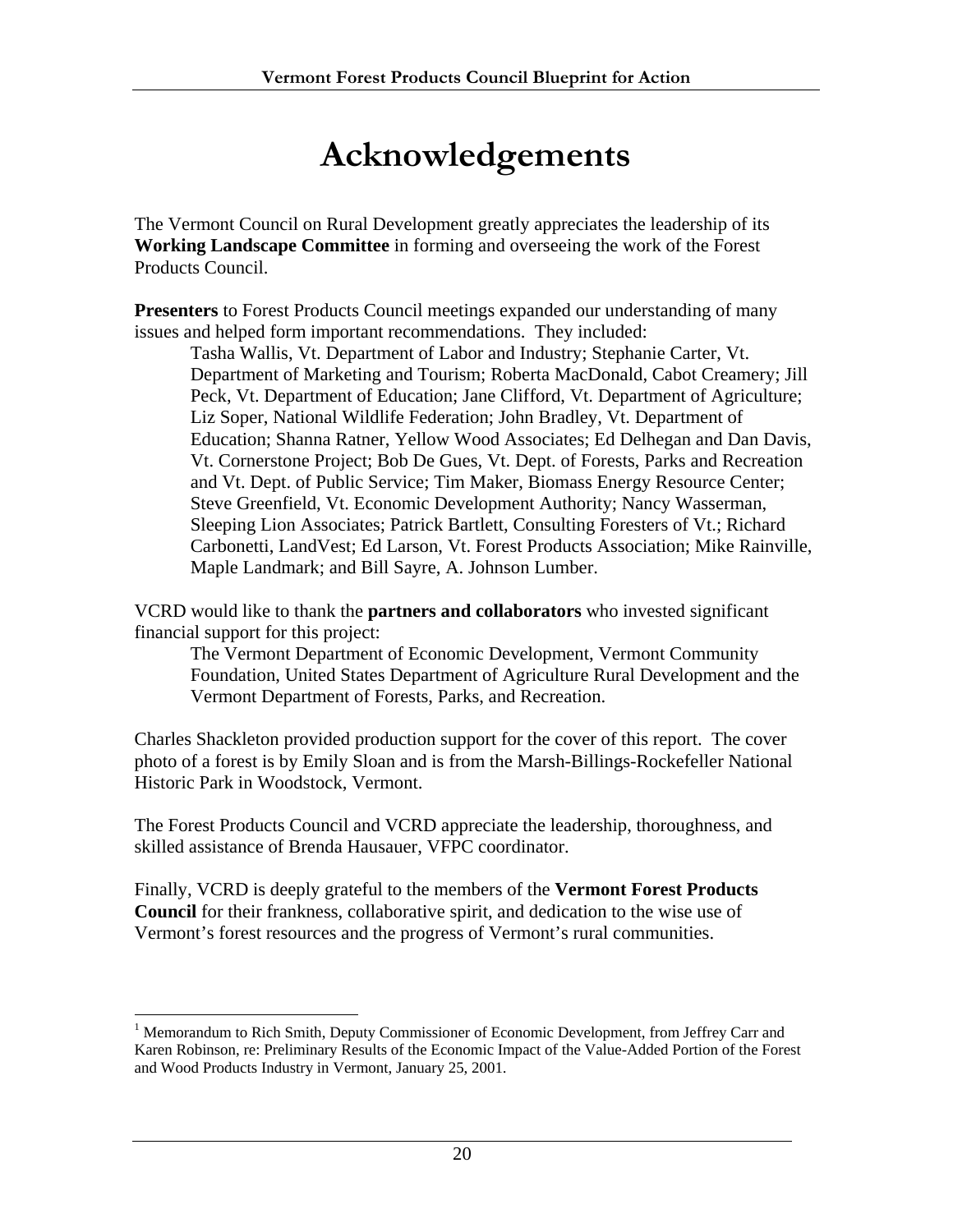# Acknowledgements

The Vermont Council on Rural Development greatly appreciates the leadership of its **Working Landscape Committee** in forming and overseeing the work of the Forest Products Council.

**Presenters** to Forest Products Council meetings expanded our understanding of many issues and helped form important recommendations. They included:

> Tasha Wallis, Vt. Department of Labor and Industry; Stephanie Carter, Vt. Department of Marketing and Tourism; Roberta MacDonald, Cabot Creamery; Jill Peck, Vt. Department of Education; Jane Clifford, Vt. Department of Agriculture; Liz Soper, National Wildlife Federation; John Bradley, Vt. Department of Education; Shanna Ratner, Yellow Wood Associates; Ed Delhegan and Dan Davis, Vt. Cornerstone Project; Bob De Gues, Vt. Dept. of Forests, Parks and Recreation and Vt. Dept. of Public Service; Tim Maker, Biomass Energy Resource Center; Steve Greenfield, Vt. Economic Development Authority; Nancy Wasserman, Sleeping Lion Associates; Patrick Bartlett, Consulting Foresters of Vt.; Richard Carbonetti, LandVest; Ed Larson, Vt. Forest Products Association; Mike Rainville, Maple Landmark; and Bill Sayre, A. Johnson Lumber.

VCRD would like to thank the **partners and collaborators** who invested significant financial support for this project:

> The Vermont Department of Economic Development, Vermont Community Foundation, United States Department of Agriculture Rural Development and the Vermont Department of Forests, Parks, and Recreation.

Charles Shackleton provided production support for the cover of this report. The cover photo of a forest is by Emily Sloan and is from the Marsh-Billings-Rockefeller National Historic Park in Woodstock, Vermont.

The Forest Products Council and VCRD appreciate the leadership, thoroughness, and skilled assistance of Brenda Hausauer, VFPC coordinator.

Finally, VCRD is deeply grateful to the members of the **Vermont Forest Products Council** for their frankness, collaborative spirit, and dedication to the wise use of Vermont's forest resources and the progress of Vermont's rural communities.

---

[1] Memorandum to Rich Smith, Deputy Commissioner of Economic Development, from Jeffrey Carr and Karen Robinson, re: Preliminary Results of the Economic Impact of the Value-Added Portion of the Forest and Wood Products Industry in Vermont, January 25, 2001.